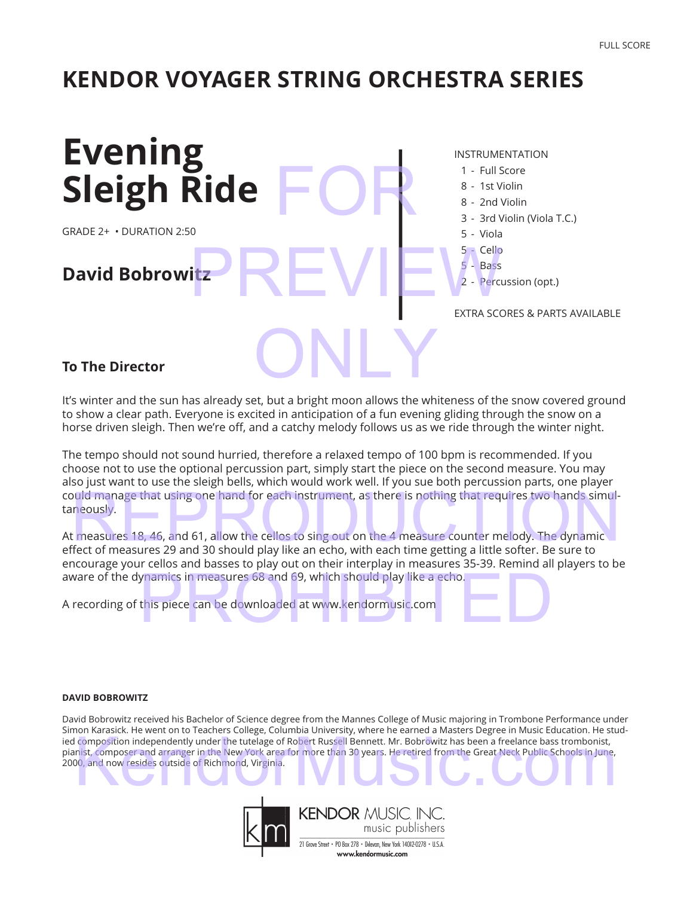FULL SCORE

# KENDOR VOYAGER STRING ORCHESTRA SERIES

# Evening Sleigh Ride

GRADE 2+ • DURATION 2:50

## David Bobrowitz

INSTRUMENTATION

- 1 - Full Score
- 8 - 1st Violin
- 8 - 2nd Violin
- 3 - 3rd Violin (Viola T.C.)
- 5 - Viola
- 5 - Cello
- 5 - Bass
- 2 - Percussion (opt.)

EXTRA SCORES & PARTS AVAILABLE

### To The Director

It's winter and the sun has already set, but a bright moon allows the whiteness of the snow covered ground to show a clear path. Everyone is excited in anticipation of a fun evening gliding through the snow on a horse driven sleigh. Then we're off, and a catchy melody follows us as we ride through the winter night.

The tempo should not sound hurried, therefore a relaxed tempo of 100 bpm is recommended. If you choose not to use the optional percussion part, simply start the piece on the second measure. You may also just want to use the sleigh bells, which would work well. If you sue both percussion parts, one player could manage that using one hand for each instrument, as there is nothing that requires two hands simultaneously.

At measures 18, 46, and 61, allow the cellos to sing out on the 4 measure counter melody. The dynamic effect of measures 29 and 30 should play like an echo, with each time getting a little softer. Be sure to encourage your cellos and basses to play out on their interplay in measures 35-39. Remind all players to be aware of the dynamics in measures 68 and 69, which should play like a echo.

A recording of this piece can be downloaded at www.kendormusic.com

**DAVID BOBROWITZ**

David Bobrowitz received his Bachelor of Science degree from the Mannes College of Music majoring in Trombone Performance under Simon Karasick. He went on to Teachers College, Columbia University, where he earned a Masters Degree in Music Education. He studied composition independently under the tutelage of Robert Russell Bennett. Mr. Bobrowitz has been a freelance bass trombonist, pianist, composer and arranger in the New York area for more than 30 years. He retired from the Great Neck Public Schools in June, 2000, and now resides outside of Richmond, Virginia.

KENDOR MUSIC, INC.
music publishers
21 Grove Street • PO Box 278 • Delevan, New York 14042-0278 • U.S.A.
www.kendormusic.com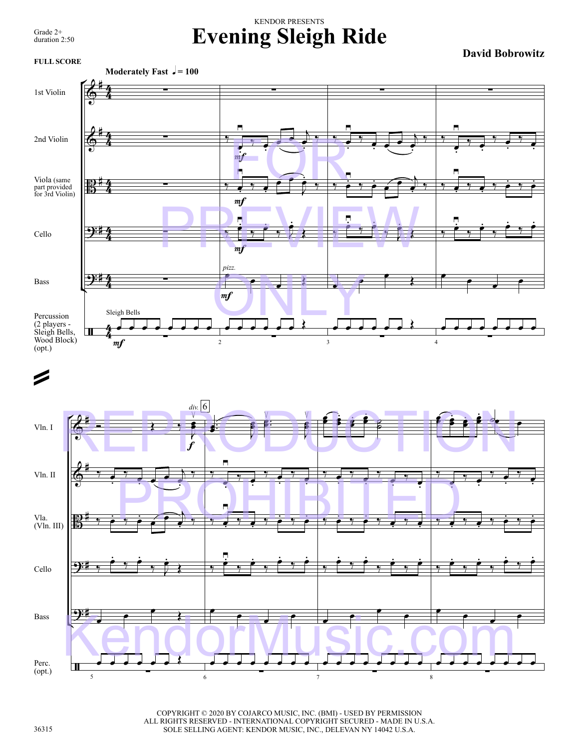KENDOR PRESENTS

# Evening Sleigh Ride

Grade 2+
duration 2:50

**David Bobrowitz**

**FULL SCORE**

**Moderately Fast** ♩ = 100

1st Violin

2nd Violin

Viola (same part provided for 3rd Violin)

Cello

Bass

Percussion (2 players - Sleigh Bells, Wood Block) (opt.)

Sleigh Bells

*mf*

*pizz.*

*div.*

*f*

Vln. I

Vln. II

Vla. (Vln. III)

Cello

Bass

Perc. (opt.)

FOR PREVIEW ONLY

REPRODUCTION PROHIBITED

KendorMusic.com

COPYRIGHT © 2020 BY COJARCO MUSIC, INC. (BMI) - USED BY PERMISSION
ALL RIGHTS RESERVED - INTERNATIONAL COPYRIGHT SECURED - MADE IN U.S.A.
SOLE SELLING AGENT: KENDOR MUSIC, INC., DELEVAN NY 14042 U.S.A.

36315